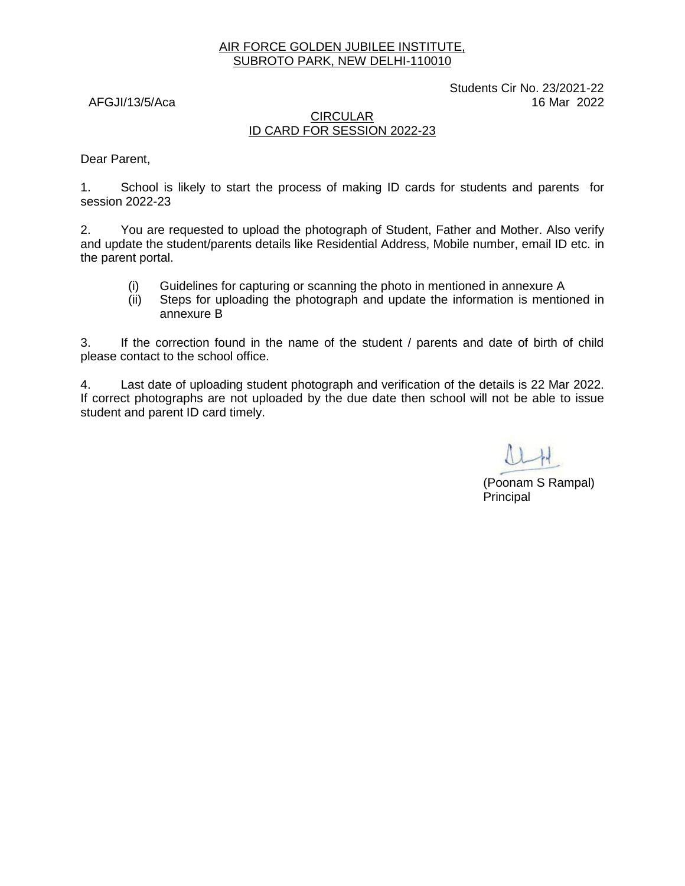AIR FORCE GOLDEN JUBILEE INSTITUTE,
SUBROTO PARK, NEW DELHI-110010

AFGJI/13/5/Aca

Students Cir No. 23/2021-22
16 Mar 2022

## CIRCULAR
## ID CARD FOR SESSION 2022-23

Dear Parent,

1. School is likely to start the process of making ID cards for students and parents for session 2022-23

2. You are requested to upload the photograph of Student, Father and Mother. Also verify and update the student/parents details like Residential Address, Mobile number, email ID etc. in the parent portal.

   (i) Guidelines for capturing or scanning the photo in mentioned in annexure A
   (ii) Steps for uploading the photograph and update the information is mentioned in annexure B

3. If the correction found in the name of the student / parents and date of birth of child please contact to the school office.

4. Last date of uploading student photograph and verification of the details is 22 Mar 2022. If correct photographs are not uploaded by the due date then school will not be able to issue student and parent ID card timely.

(Poonam S Rampal)
Principal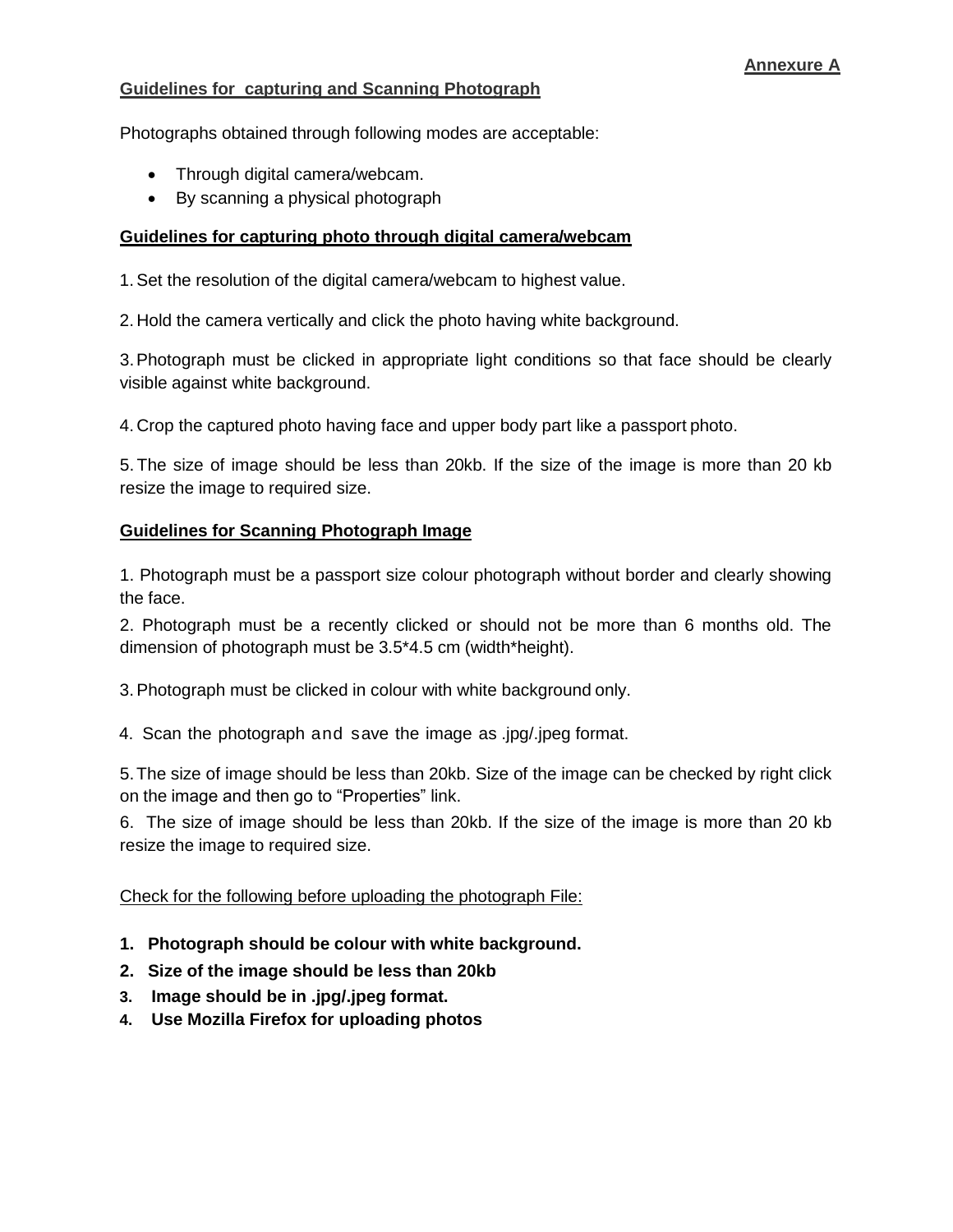**Annexure A**

**Guidelines for capturing and Scanning Photograph**

Photographs obtained through following modes are acceptable:

- Through digital camera/webcam.
- By scanning a physical photograph

**Guidelines for capturing photo through digital camera/webcam**

1. Set the resolution of the digital camera/webcam to highest value.

2. Hold the camera vertically and click the photo having white background.

3. Photograph must be clicked in appropriate light conditions so that face should be clearly visible against white background.

4. Crop the captured photo having face and upper body part like a passport photo.

5. The size of image should be less than 20kb. If the size of the image is more than 20 kb resize the image to required size.

**Guidelines for Scanning Photograph Image**

1. Photograph must be a passport size colour photograph without border and clearly showing the face.

2. Photograph must be a recently clicked or should not be more than 6 months old. The dimension of photograph must be 3.5*4.5 cm (width*height).

3. Photograph must be clicked in colour with white background only.

4. Scan the photograph and save the image as .jpg/.jpeg format.

5. The size of image should be less than 20kb. Size of the image can be checked by right click on the image and then go to "Properties" link.

6. The size of image should be less than 20kb. If the size of the image is more than 20 kb resize the image to required size.

Check for the following before uploading the photograph File:

1. **Photograph should be colour with white background.**
2. **Size of the image should be less than 20kb**
3. **Image should be in .jpg/.jpeg format.**
4. **Use Mozilla Firefox for uploading photos**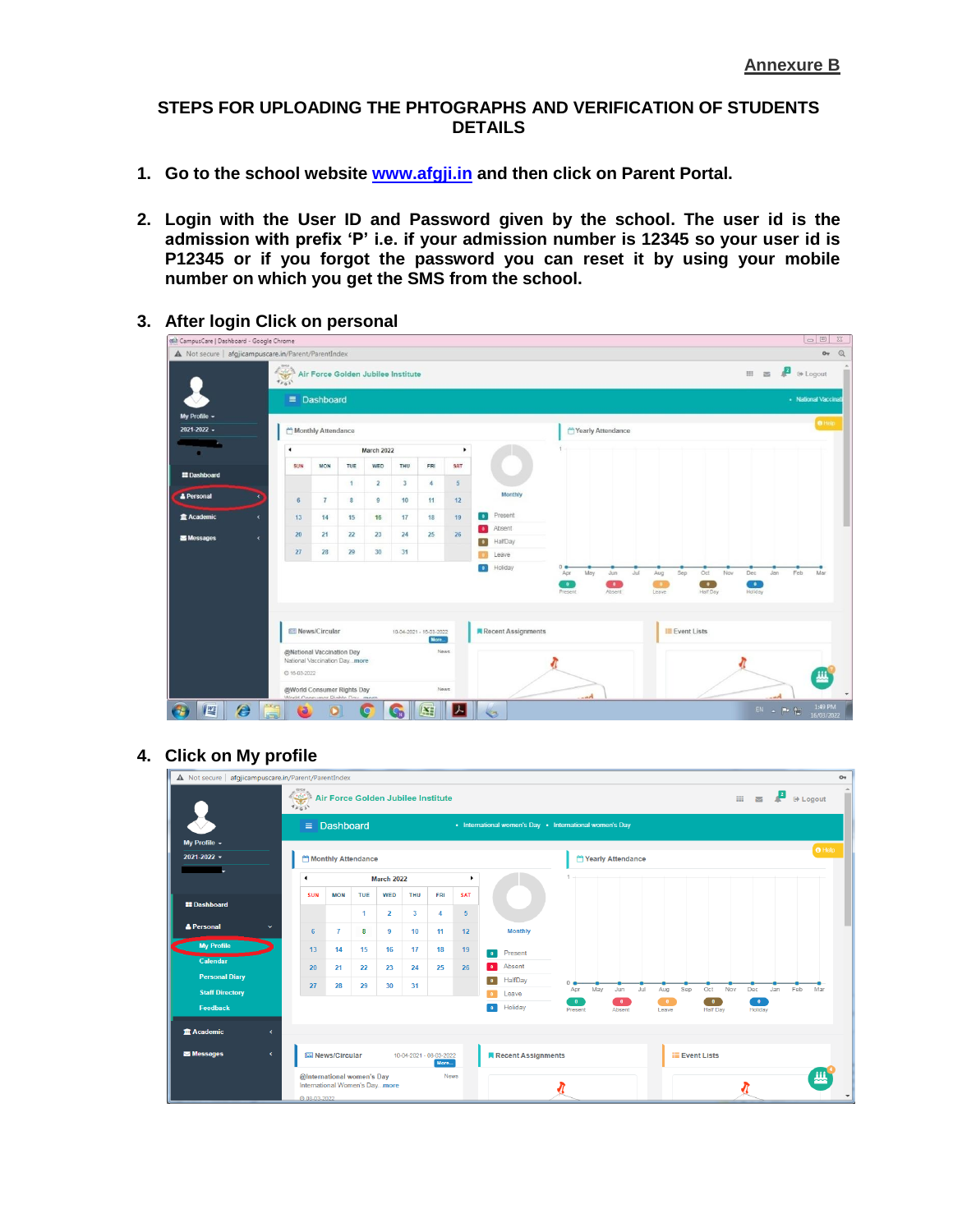**Annexure B**

# STEPS FOR UPLOADING THE PHTOGRAPHS AND VERIFICATION OF STUDENTS DETAILS

1. **Go to the school website [www.afgji.in](http://www.afgji.in) and then click on Parent Portal.**

2. **Login with the User ID and Password given by the school. The user id is the admission with prefix 'P' i.e. if your admission number is 12345 so your user id is P12345 or if you forgot the password you can reset it by using your mobile number on which you get the SMS from the school.**

3. **After login Click on personal**

4. **Click on My profile**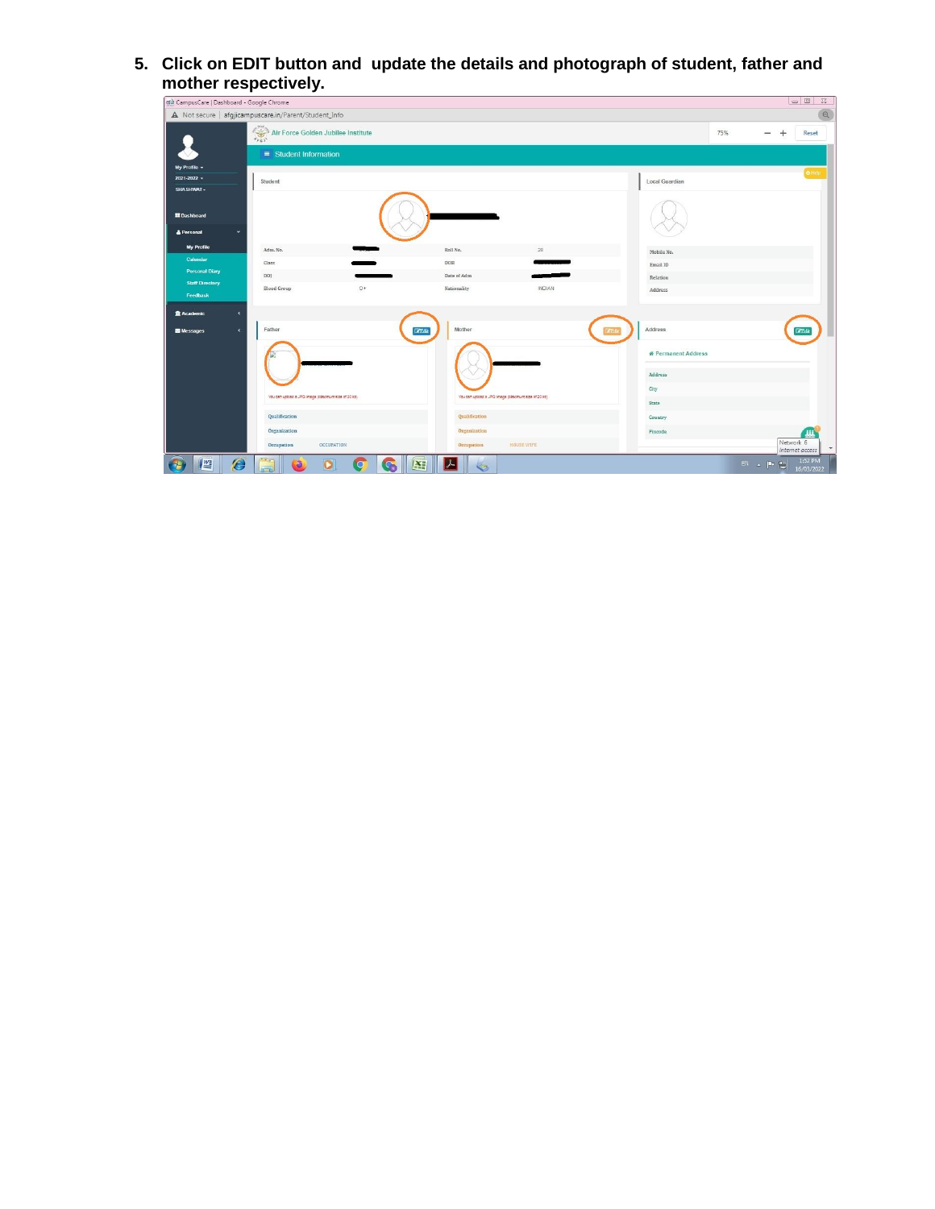5. **Click on EDIT button and update the details and photograph of student, father and mother respectively.**